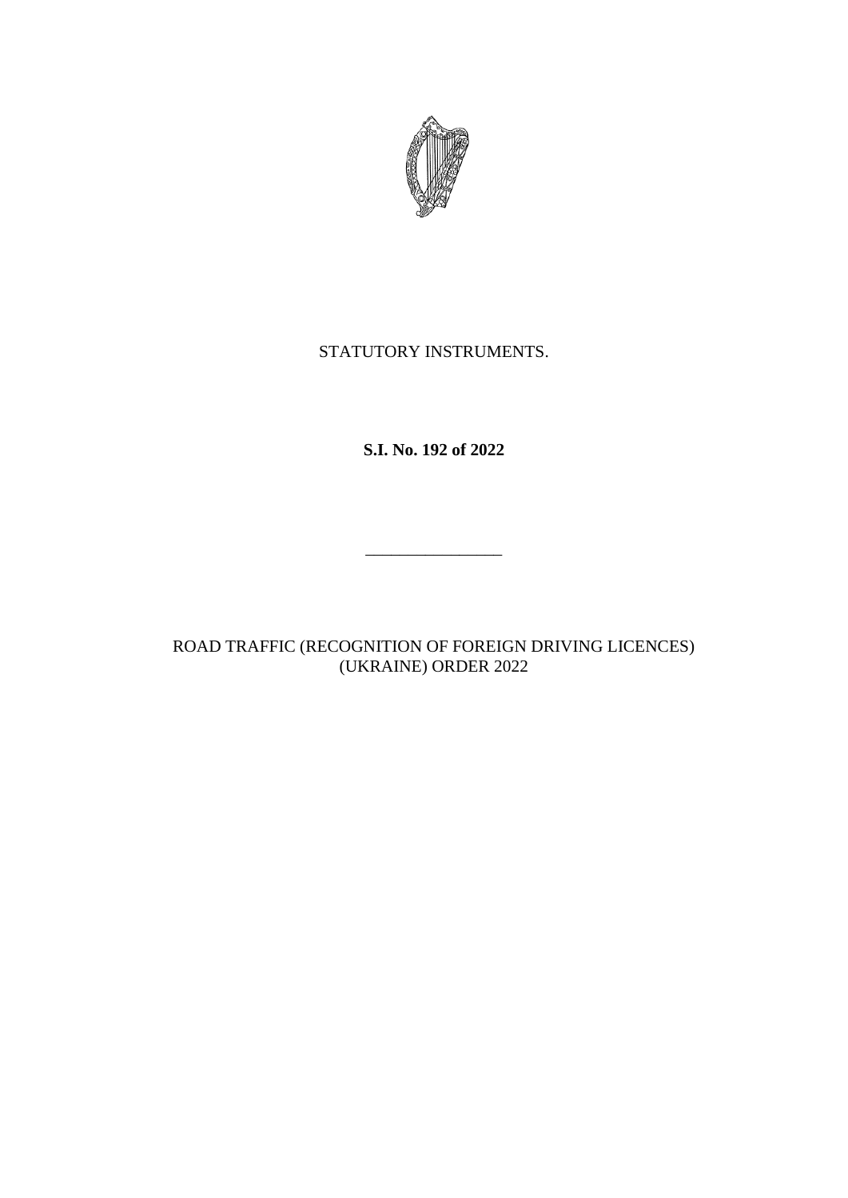STATUTORY INSTRUMENTS.

**S.I. No. 192 of 2022**

---

ROAD TRAFFIC (RECOGNITION OF FOREIGN DRIVING LICENCES) (UKRAINE) ORDER 2022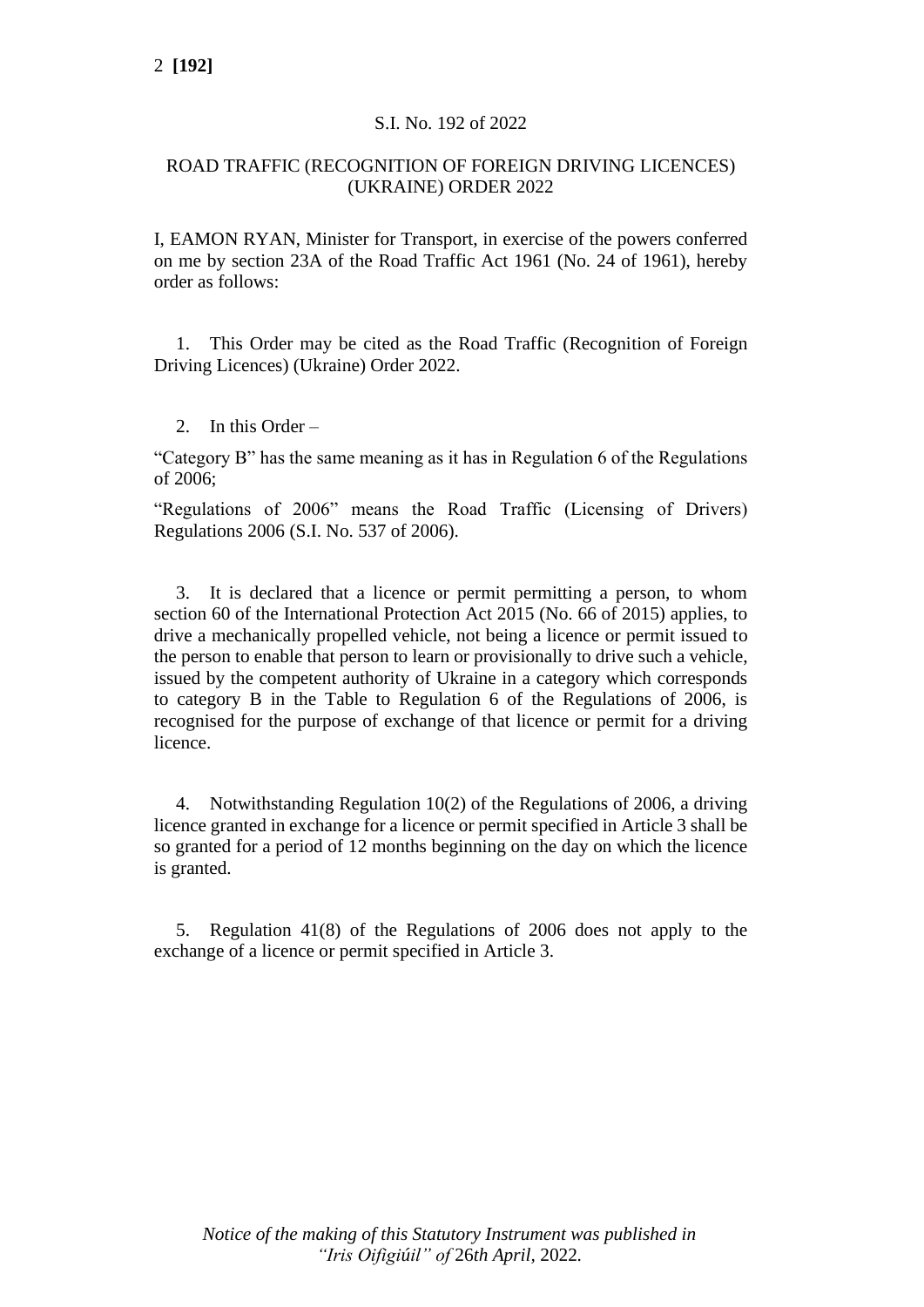S.I. No. 192 of 2022

ROAD TRAFFIC (RECOGNITION OF FOREIGN DRIVING LICENCES) (UKRAINE) ORDER 2022

I, EAMON RYAN, Minister for Transport, in exercise of the powers conferred on me by section 23A of the Road Traffic Act 1961 (No. 24 of 1961), hereby order as follows:

1. This Order may be cited as the Road Traffic (Recognition of Foreign Driving Licences) (Ukraine) Order 2022.

2. In this Order –

"Category B" has the same meaning as it has in Regulation 6 of the Regulations of 2006;

"Regulations of 2006" means the Road Traffic (Licensing of Drivers) Regulations 2006 (S.I. No. 537 of 2006).

3. It is declared that a licence or permit permitting a person, to whom section 60 of the International Protection Act 2015 (No. 66 of 2015) applies, to drive a mechanically propelled vehicle, not being a licence or permit issued to the person to enable that person to learn or provisionally to drive such a vehicle, issued by the competent authority of Ukraine in a category which corresponds to category B in the Table to Regulation 6 of the Regulations of 2006, is recognised for the purpose of exchange of that licence or permit for a driving licence.

4. Notwithstanding Regulation 10(2) of the Regulations of 2006, a driving licence granted in exchange for a licence or permit specified in Article 3 shall be so granted for a period of 12 months beginning on the day on which the licence is granted.

5. Regulation 41(8) of the Regulations of 2006 does not apply to the exchange of a licence or permit specified in Article 3.

*Notice of the making of this Statutory Instrument was published in "Iris Oifigiúil" of 26th April, 2022.*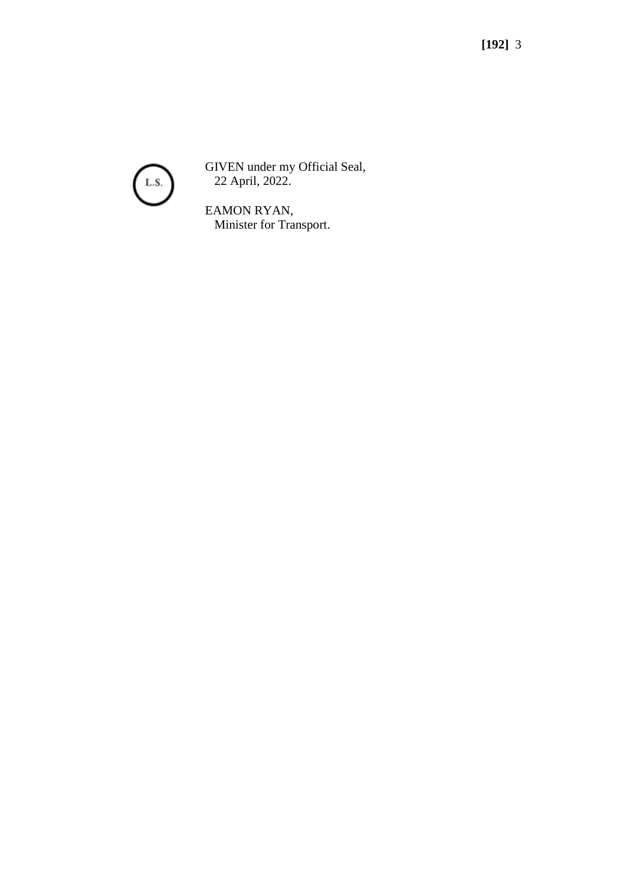L.S.

GIVEN under my Official Seal,
22 April, 2022.

EAMON RYAN,
Minister for Transport.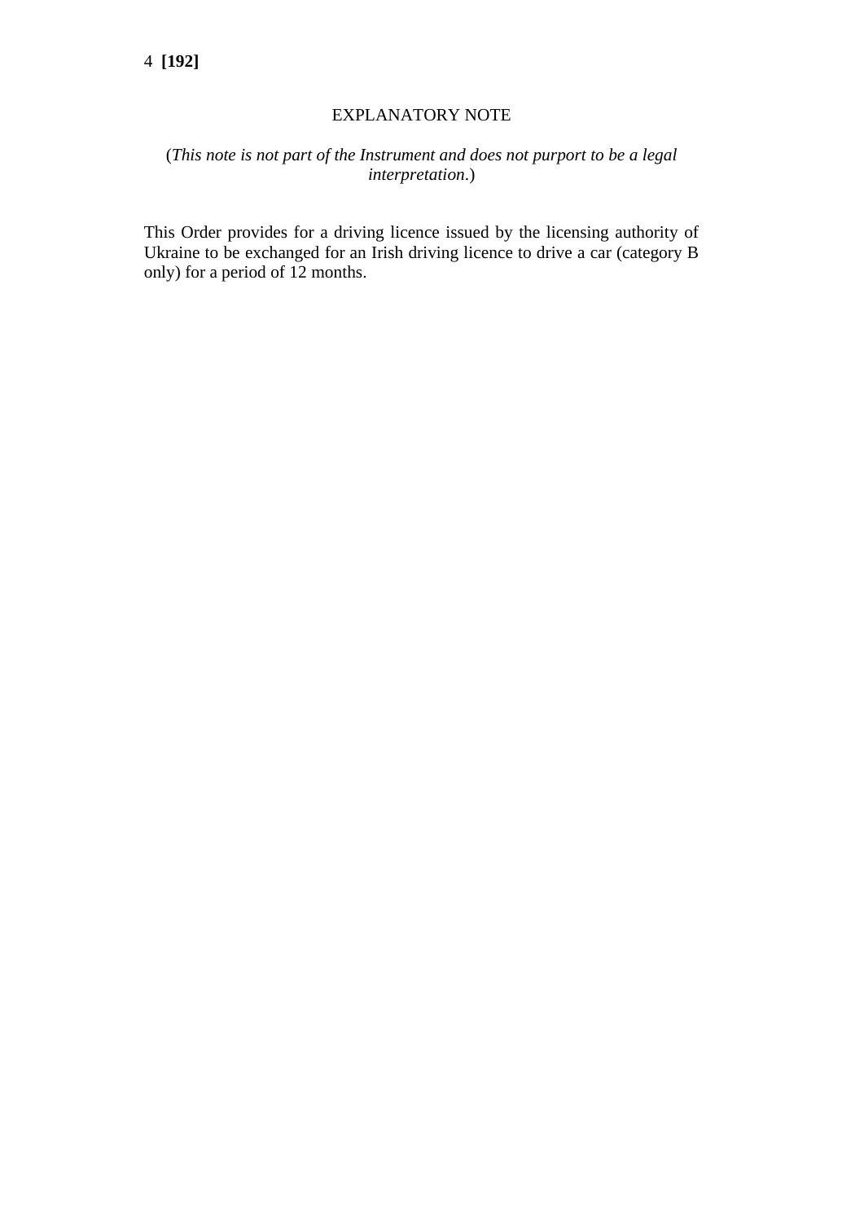## EXPLANATORY NOTE

(*This note is not part of the Instrument and does not purport to be a legal interpretation*.)

This Order provides for a driving licence issued by the licensing authority of Ukraine to be exchanged for an Irish driving licence to drive a car (category B only) for a period of 12 months.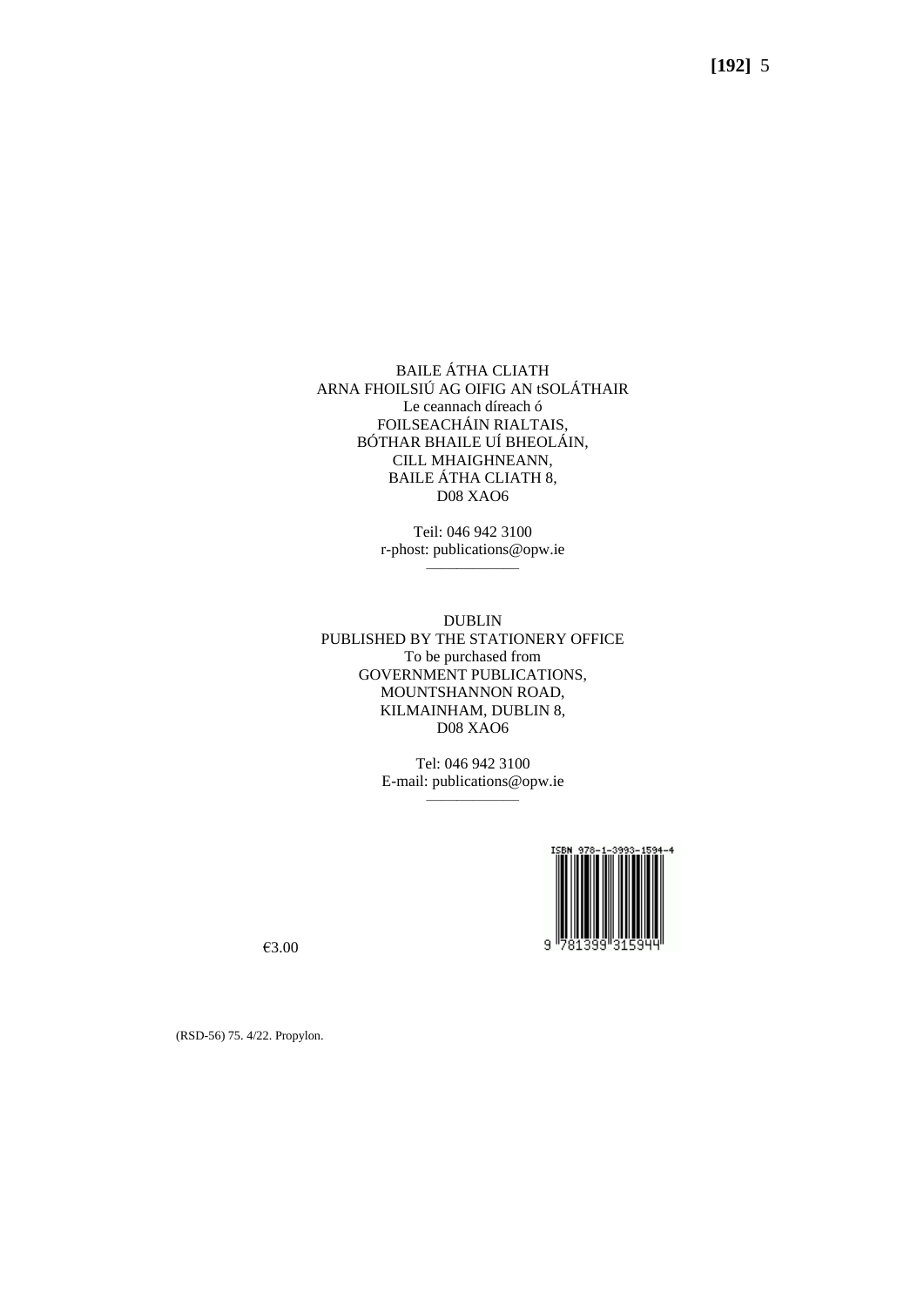BAILE ÁTHA CLIATH
ARNA FHOILSIÚ AG OIFIG AN tSOLÁTHAIR
Le ceannach díreach ó
FOILSEACHÁIN RIALTAIS,
BÓTHAR BHAILE UÍ BHEOLÁIN,
CILL MHAIGHNEANN,
BAILE ÁTHA CLIATH 8,
D08 XAO6

Teil: 046 942 3100
r-phost: publications@opw.ie

---

DUBLIN
PUBLISHED BY THE STATIONERY OFFICE
To be purchased from
GOVERNMENT PUBLICATIONS,
MOUNTSHANNON ROAD,
KILMAINHAM, DUBLIN 8,
D08 XAO6

Tel: 046 942 3100
E-mail: publications@opw.ie

---

ISBN 978-1-3993-1594-4

9 781399 315944

€3.00

(RSD-56) 75. 4/22. Propylon.